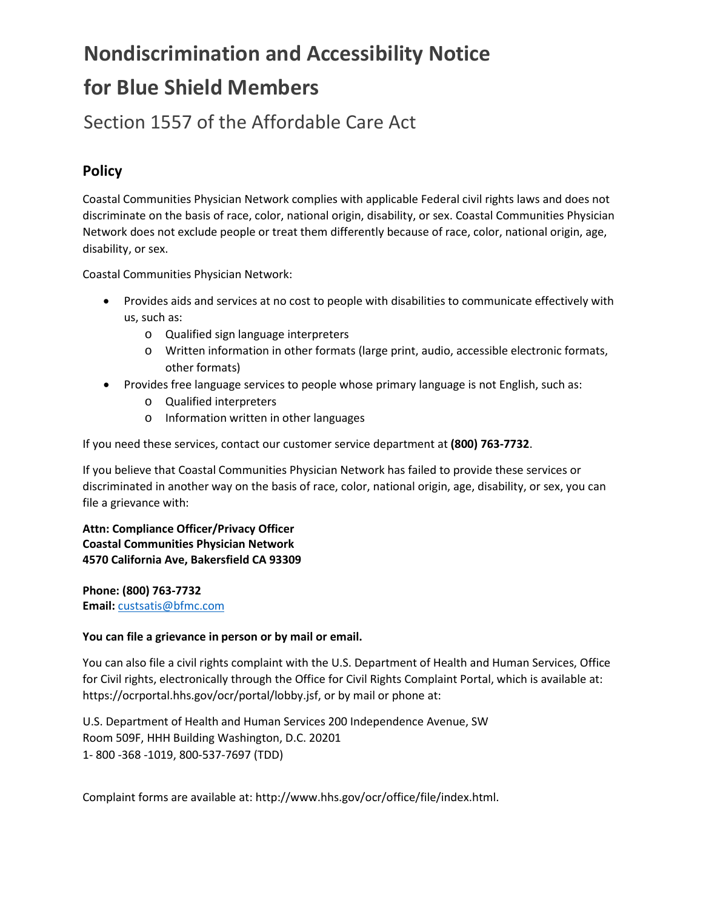# Nondiscrimination and Accessibility Notice for Blue Shield Members

## Section 1557 of the Affordable Care Act

### Policy

Coastal Communities Physician Network complies with applicable Federal civil rights laws and does not discriminate on the basis of race, color, national origin, disability, or sex. Coastal Communities Physician Network does not exclude people or treat them differently because of race, color, national origin, age, disability, or sex.

Coastal Communities Physician Network:

- Provides aids and services at no cost to people with disabilities to communicate effectively with us, such as:
  - Qualified sign language interpreters
  - Written information in other formats (large print, audio, accessible electronic formats, other formats)
- Provides free language services to people whose primary language is not English, such as:
  - Qualified interpreters
  - Information written in other languages

If you need these services, contact our customer service department at **(800) 763-7732**.

If you believe that Coastal Communities Physician Network has failed to provide these services or discriminated in another way on the basis of race, color, national origin, age, disability, or sex, you can file a grievance with:

**Attn: Compliance Officer/Privacy Officer**
**Coastal Communities Physician Network**
**4570 California Ave, Bakersfield CA 93309**

**Phone: (800) 763-7732**
**Email:** custsatis@bfmc.com

**You can file a grievance in person or by mail or email.**

You can also file a civil rights complaint with the U.S. Department of Health and Human Services, Office for Civil rights, electronically through the Office for Civil Rights Complaint Portal, which is available at: https://ocrportal.hhs.gov/ocr/portal/lobby.jsf, or by mail or phone at:

U.S. Department of Health and Human Services 200 Independence Avenue, SW
Room 509F, HHH Building Washington, D.C. 20201
1- 800 -368 -1019, 800-537-7697 (TDD)

Complaint forms are available at: http://www.hhs.gov/ocr/office/file/index.html.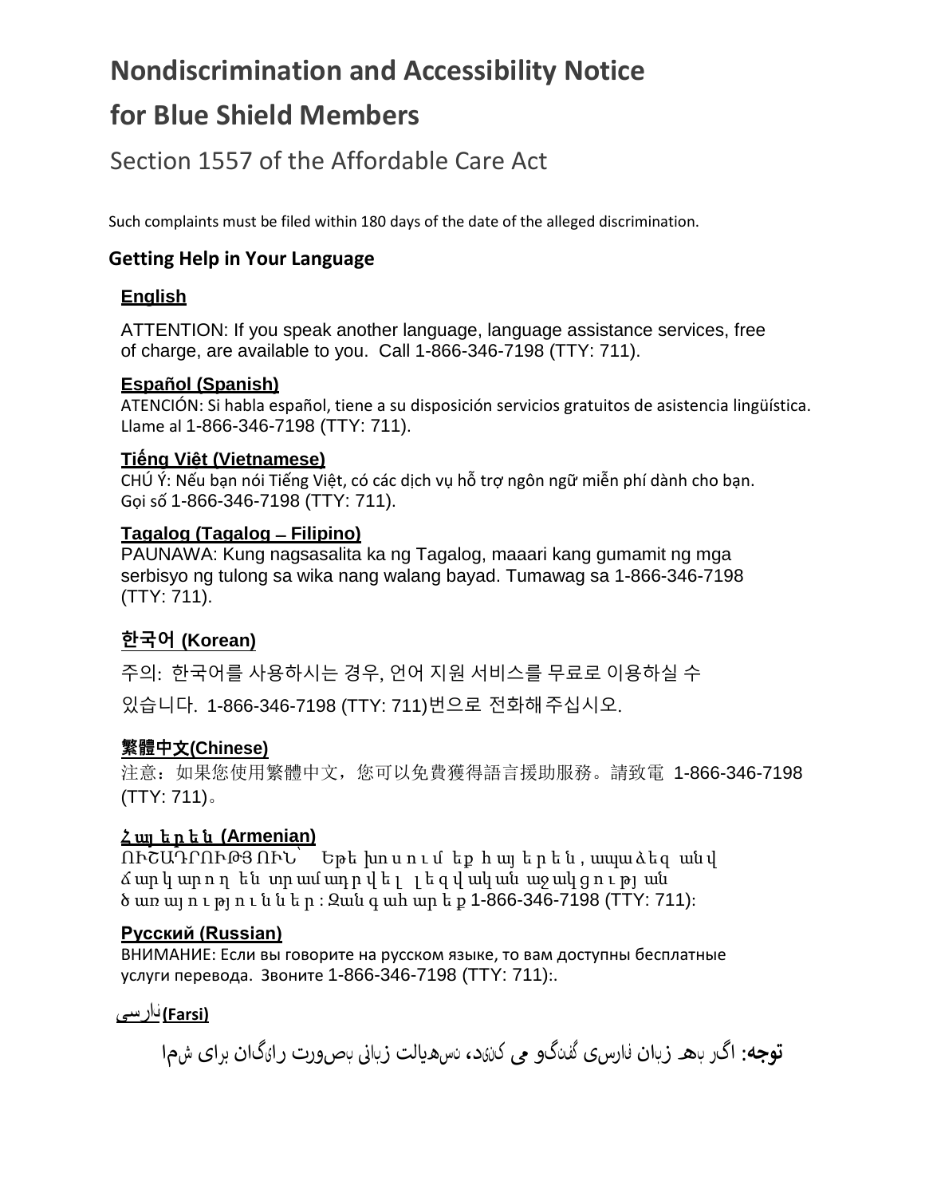# Nondiscrimination and Accessibility Notice for Blue Shield Members

## Section 1557 of the Affordable Care Act

Such complaints must be filed within 180 days of the date of the alleged discrimination.

### Getting Help in Your Language

**English**

ATTENTION: If you speak another language, language assistance services, free of charge, are available to you. Call 1-866-346-7198 (TTY: 711).

**Español (Spanish)**

ATENCIÓN: Si habla español, tiene a su disposición servicios gratuitos de asistencia lingüística. Llame al 1-866-346-7198 (TTY: 711).

**Tiếng Việt (Vietnamese)**

CHÚ Ý: Nếu bạn nói Tiếng Việt, có các dịch vụ hỗ trợ ngôn ngữ miễn phí dành cho bạn. Gọi số 1-866-346-7198 (TTY: 711).

**Tagalog (Tagalog – Filipino)**

PAUNAWA: Kung nagsasalita ka ng Tagalog, maaari kang gumamit ng mga serbisyo ng tulong sa wika nang walang bayad. Tumawag sa 1-866-346-7198 (TTY: 711).

**한국어 (Korean)**

주의: 한국어를 사용하시는 경우, 언어 지원 서비스를 무료로 이용하실 수 있습니다. 1-866-346-7198 (TTY: 711)번으로 전화해 주십시오.

**繁體中文(Chinese)**

注意：如果您使用繁體中文，您可以免費獲得語言援助服務。請致電 1-866-346-7198 (TTY: 711)。

**Հայերեն (Armenian)**

ՈՒՇԱԴՐՈՒԹՅՈՒՆ՝ Եթե խոսում եք հայերեն, ապա ձեզ անվճար կարող են տրամադրվել լեզվական աջակցության ծառայություններ: Զանգահարեք 1-866-346-7198 (TTY: 711):

**Русский (Russian)**

ВНИМАНИЕ: Если вы говорите на русском языке, то вам доступны бесплатные услуги перевода. Звоните 1-866-346-7198 (TTY: 711):.

**فارسی (Farsi)**

**توجه:** اگر بهـ زبان فارسی گفتگو می کنید، تسهیلات زبانی بصورت رایگان برای شما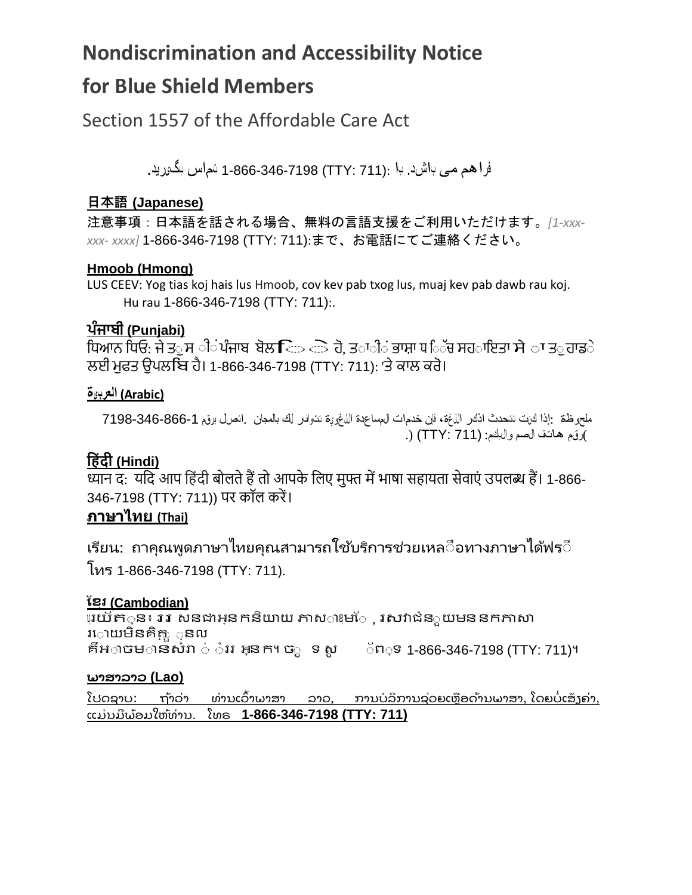# Nondiscrimination and Accessibility Notice

# for Blue Shield Members

## Section 1557 of the Affordable Care Act

فراهم می باشد. با :(TTY: 711) 1-866-346-7198 تماس بگیرید.

**日本語 (Japanese)**

注意事項：日本語を話される場合、無料の言語支援をご利用いただけます。*[1-xxx-xxx- xxxx]* 1-866-346-7198 (TTY: 711):まで、お電話にてご連絡ください。

**Hmoob (Hmong)**

LUS CEEV: Yog tias koj hais lus Hmoob, cov kev pab txog lus, muaj kev pab dawb rau koj. Hu rau 1-866-346-7198 (TTY: 711):.

**ਪੰਜਾਬੀ (Punjabi)**

ਧਿਆਨ ਦਿਓ: ਜੇ ਤੁਸੀਂ ਪੰਜਾਬੀ ਬੋਲਦੇ ਹੋ, ਤਾਂ ਭਾਸ਼ਾ ਵਿੱਚ ਸਹਾਇਤਾ ਸੇਵਾ ਤੁਹਾਡੇ ਲਈ ਮੁਫਤ ਉਪਲਬਧ ਹੈ। 1-866-346-7198 (TTY: 711): 'ਤੇ ਕਾਲ ਕਰੋ।

**العربية (Arabic)**

ملحوظة: إذا كنت تتحدث اذكر اللغة، فإن خدمات المساعدة اللغوية تتوافر لك بالمجان. اتصل برقم 1-866-346-7198 (رقم هاتف الصم والبكم: (TTY: 711)).

**हिंदी (Hindi)**

ध्यान दें: यदि आप हिंदी बोलते हैं तो आपके लिए मुफ्त में भाषा सहायता सेवाएं उपलब्ध हैं। 1-866-346-7198 (TTY: 711)) पर कॉल करें।

**ภาษาไทย (Thai)**

เรียน: ถ้าคุณพูดภาษาไทยคุณสามารถใช้บริการช่วยเหลือทางภาษาได้ฟรี โทร 1-866-346-7198 (TTY: 711).

**ខ្មែរ (Cambodian)**

ប្រយ័ត្ន៖ បើសិនជាអ្នកនិយាយ ភាសាខ្មែរ, សេវាជំនួយផ្នែកភាសា ដោយមិនគិតឈ្នួល គឺអាចមានសំរាប់បំរើអ្នក។ ចូរ ទូរស័ព្ទ 1-866-346-7198 (TTY: 711)។

**ພາສາລາວ (Lao)**

ໂປດຊາບ: ຖ້າວ່າ ທ່ານເວົ້າພາສາ ລາວ, ການບໍລິການຊ່ວຍເຫຼືອດ້ານພາສາ, ໂດຍບໍ່ເສັຽຄ່າ, ແມ່ນມີພ້ອມໃຫ້ທ່ານ. ໂທຣ **1-866-346-7198 (TTY: 711)**